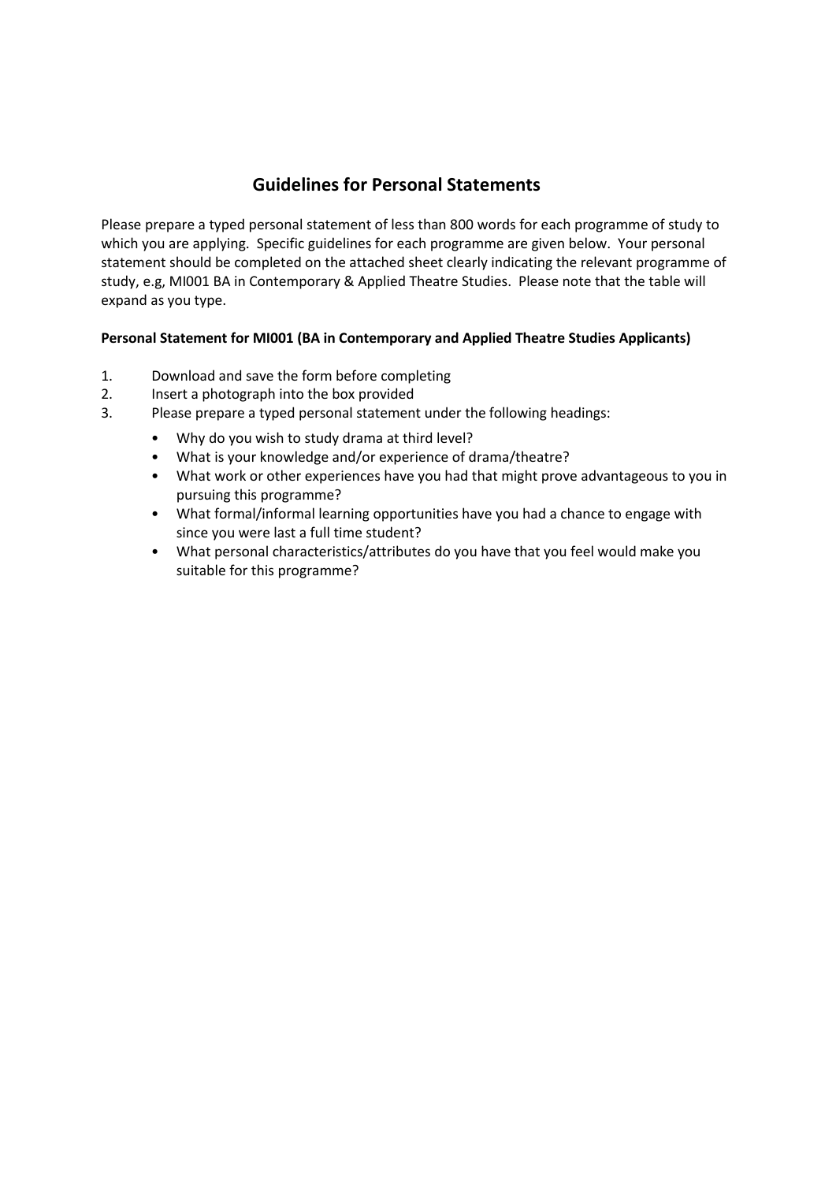## Guidelines for Personal Statements

Please prepare a typed personal statement of less than 800 words for each programme of study to which you are applying. Specific guidelines for each programme are given below. Your personal statement should be completed on the attached sheet clearly indicating the relevant programme of study, e.g, MI001 BA in Contemporary & Applied Theatre Studies. Please note that the table will expand as you type.

**Personal Statement for MI001 (BA in Contemporary and Applied Theatre Studies Applicants)**

1. Download and save the form before completing
2. Insert a photograph into the box provided
3. Please prepare a typed personal statement under the following headings:
   - Why do you wish to study drama at third level?
   - What is your knowledge and/or experience of drama/theatre?
   - What work or other experiences have you had that might prove advantageous to you in pursuing this programme?
   - What formal/informal learning opportunities have you had a chance to engage with since you were last a full time student?
   - What personal characteristics/attributes do you have that you feel would make you suitable for this programme?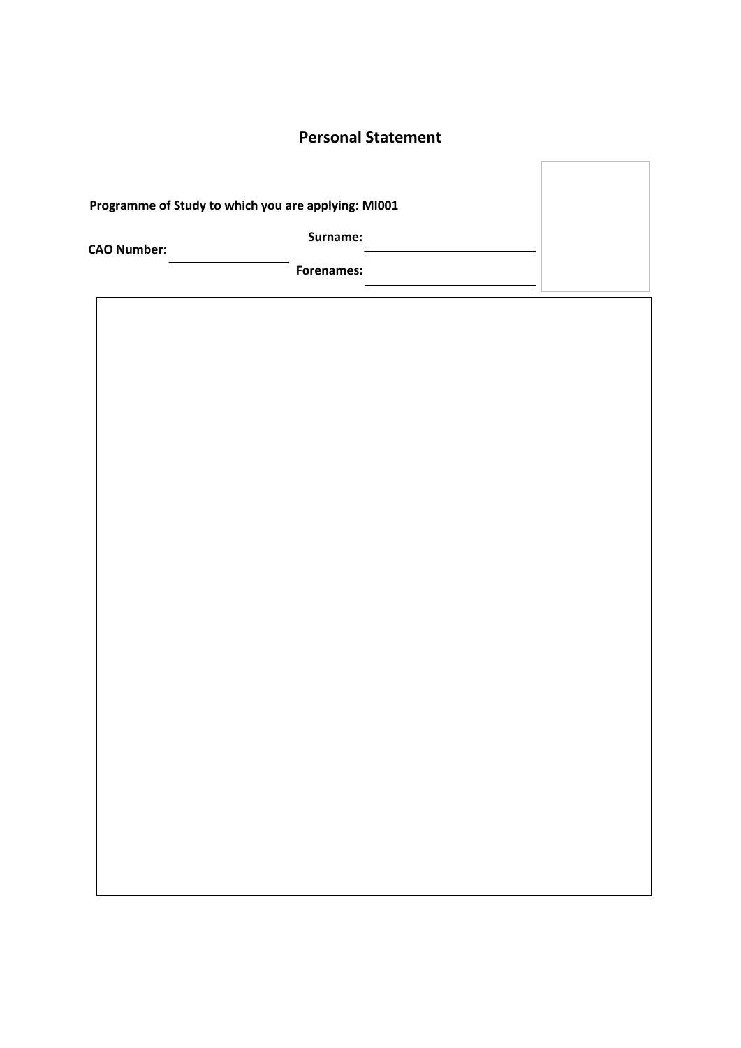## Personal Statement

**Programme of Study to which you are applying: MI001**

**CAO Number:** ____________

**Surname:** ____________

**Forenames:** ____________